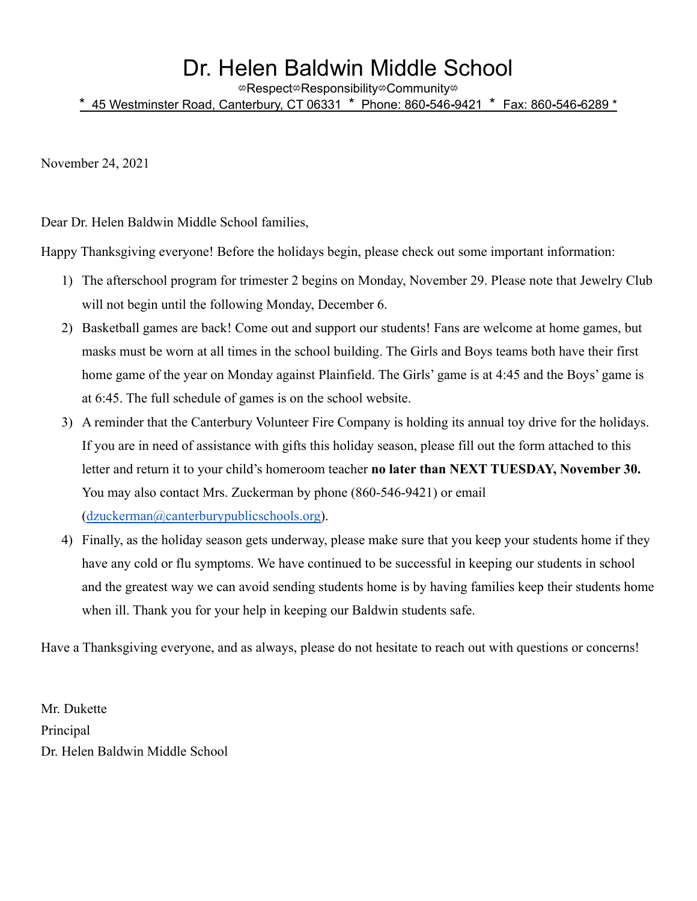# Dr. Helen Baldwin Middle School

⟡Respect⟡Responsibility⟡Community⟡

\* 45 Westminster Road, Canterbury, CT 06331 \* Phone: 860-546-9421 \* Fax: 860-546-6289 \*

November 24, 2021

Dear Dr. Helen Baldwin Middle School families,

Happy Thanksgiving everyone! Before the holidays begin, please check out some important information:

1) The afterschool program for trimester 2 begins on Monday, November 29. Please note that Jewelry Club will not begin until the following Monday, December 6.
2) Basketball games are back! Come out and support our students! Fans are welcome at home games, but masks must be worn at all times in the school building. The Girls and Boys teams both have their first home game of the year on Monday against Plainfield. The Girls' game is at 4:45 and the Boys' game is at 6:45. The full schedule of games is on the school website.
3) A reminder that the Canterbury Volunteer Fire Company is holding its annual toy drive for the holidays. If you are in need of assistance with gifts this holiday season, please fill out the form attached to this letter and return it to your child's homeroom teacher **no later than NEXT TUESDAY, November 30.** You may also contact Mrs. Zuckerman by phone (860-546-9421) or email (dzuckerman@canterburypublicschools.org).
4) Finally, as the holiday season gets underway, please make sure that you keep your students home if they have any cold or flu symptoms. We have continued to be successful in keeping our students in school and the greatest way we can avoid sending students home is by having families keep their students home when ill. Thank you for your help in keeping our Baldwin students safe.

Have a Thanksgiving everyone, and as always, please do not hesitate to reach out with questions or concerns!

Mr. Dukette  
Principal  
Dr. Helen Baldwin Middle School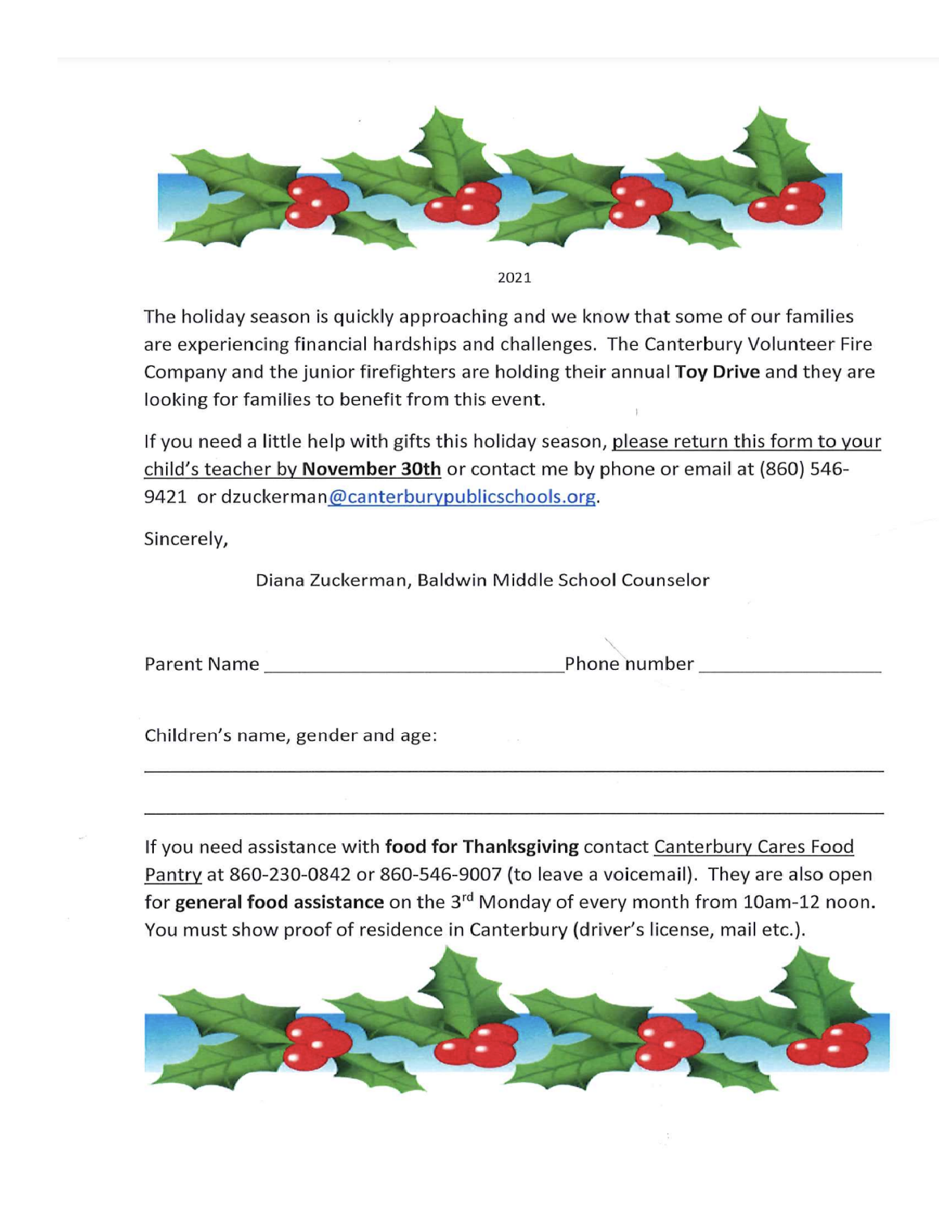2021

The holiday season is quickly approaching and we know that some of our families are experiencing financial hardships and challenges. The Canterbury Volunteer Fire Company and the junior firefighters are holding their annual **Toy Drive** and they are looking for families to benefit from this event.

If you need a little help with gifts this holiday season, please return this form to your child's teacher by **November 30th** or contact me by phone or email at (860) 546-9421 or dzuckerman@canterburypublicschools.org.

Sincerely,

Diana Zuckerman, Baldwin Middle School Counselor

Parent Name ______________________________ Phone number __________________

Children's name, gender and age:

_______________________________________________________________________________

_______________________________________________________________________________

If you need assistance with **food for Thanksgiving** contact Canterbury Cares Food Pantry at 860-230-0842 or 860-546-9007 (to leave a voicemail). They are also open for **general food assistance** on the 3rd Monday of every month from 10am-12 noon. You must show proof of residence in Canterbury (driver's license, mail etc.).